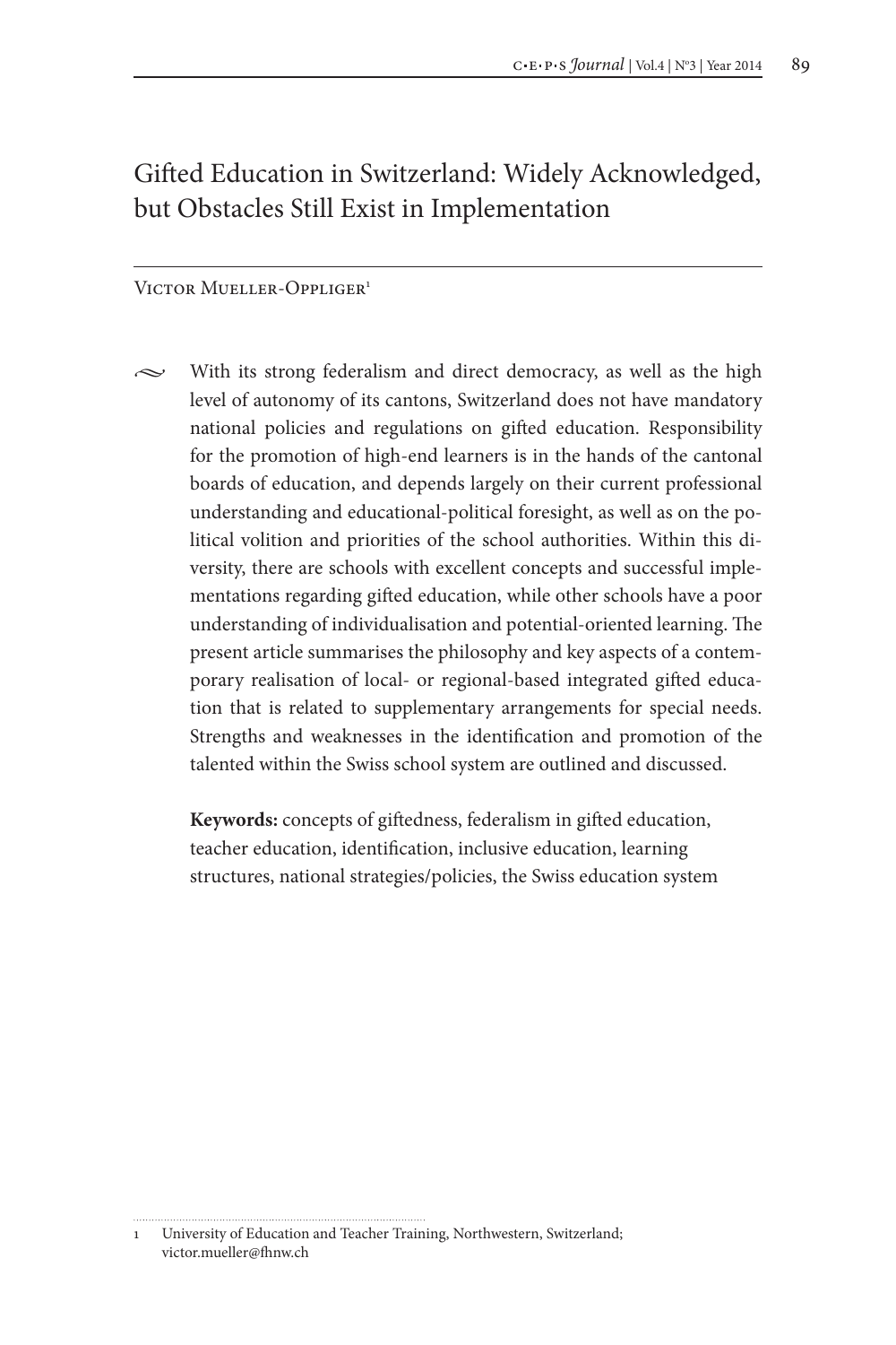# Gifted Education in Switzerland: Widely Acknowledged, but Obstacles Still Exist in Implementation

Victor Mueller-Oppliger[1]

With its strong federalism and direct democracy, as well as the high level of autonomy of its cantons, Switzerland does not have mandatory national policies and regulations on gifted education. Responsibility for the promotion of high-end learners is in the hands of the cantonal boards of education, and depends largely on their current professional understanding and educational-political foresight, as well as on the political volition and priorities of the school authorities. Within this diversity, there are schools with excellent concepts and successful implementations regarding gifted education, while other schools have a poor understanding of individualisation and potential-oriented learning. The present article summarises the philosophy and key aspects of a contemporary realisation of local- or regional-based integrated gifted education that is related to supplementary arrangements for special needs. Strengths and weaknesses in the identification and promotion of the talented within the Swiss school system are outlined and discussed.

**Keywords:** concepts of giftedness, federalism in gifted education, teacher education, identification, inclusive education, learning structures, national strategies/policies, the Swiss education system

---

1 University of Education and Teacher Training, Northwestern, Switzerland; victor.mueller@fhnw.ch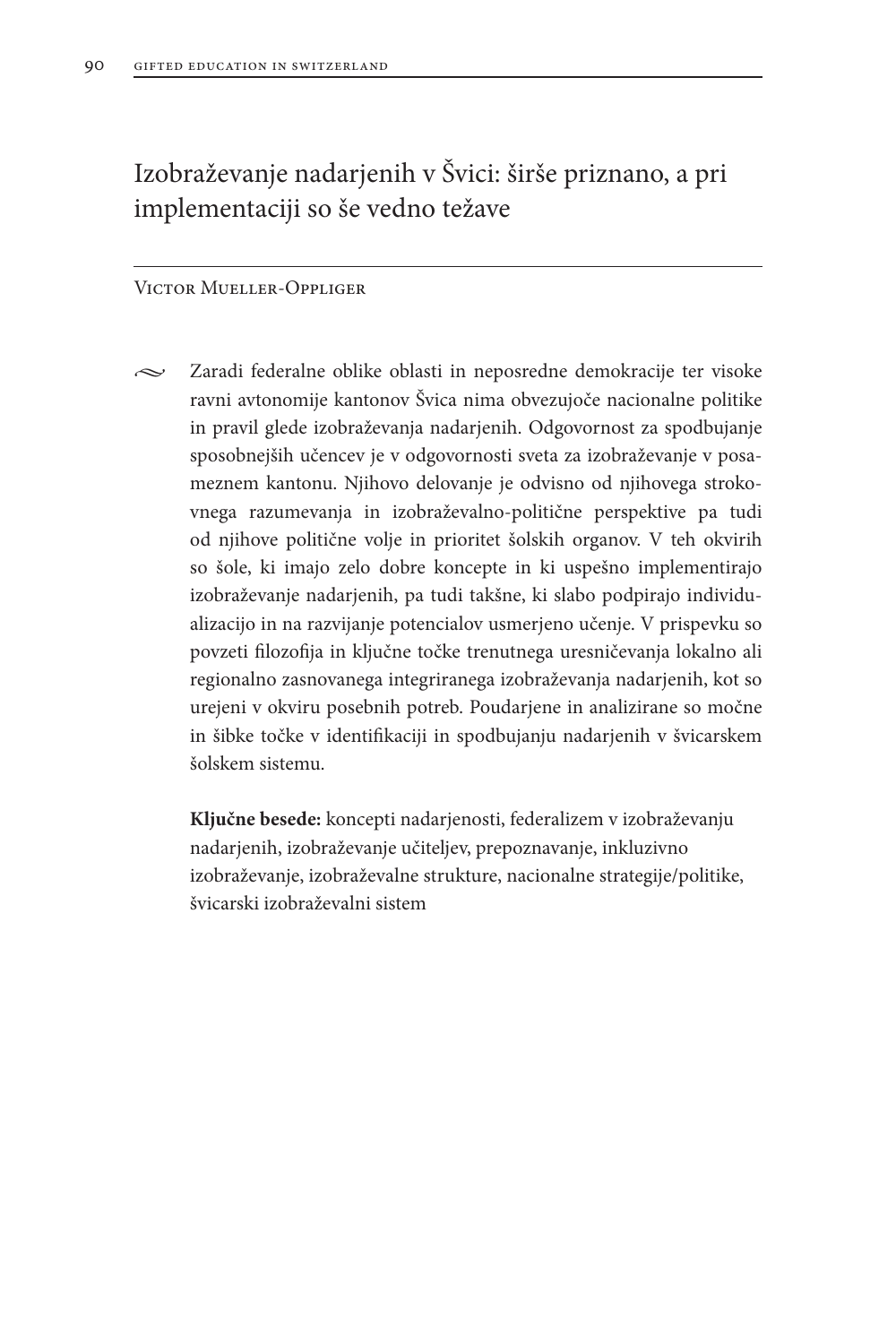# Izobraževanje nadarjenih v Švici: širše priznano, a pri implementaciji so še vedno težave

Victor Mueller-Oppliger

Zaradi federalne oblike oblasti in neposredne demokracije ter visoke ravni avtonomije kantonov Švica nima obvezujoče nacionalne politike in pravil glede izobraževanja nadarjenih. Odgovornost za spodbujanje sposobnejših učencev je v odgovornosti sveta za izobraževanje v posameznem kantonu. Njihovo delovanje je odvisno od njihovega strokovnega razumevanja in izobraževalno-politične perspektive pa tudi od njihove politične volje in prioritet šolskih organov. V teh okvirih so šole, ki imajo zelo dobre koncepte in ki uspešno implementirajo izobraževanje nadarjenih, pa tudi takšne, ki slabo podpirajo individualizacijo in na razvijanje potencialov usmerjeno učenje. V prispevku so povzeti filozofija in ključne točke trenutnega uresničevanja lokalno ali regionalno zasnovanega integriranega izobraževanja nadarjenih, kot so urejeni v okviru posebnih potreb. Poudarjene in analizirane so močne in šibke točke v identifikaciji in spodbujanju nadarjenih v švicarskem šolskem sistemu.

**Ključne besede:** koncepti nadarjenosti, federalizem v izobraževanju nadarjenih, izobraževanje učiteljev, prepoznavanje, inkluzivno izobraževanje, izobraževalne strukture, nacionalne strategije/politike, švicarski izobraževalni sistem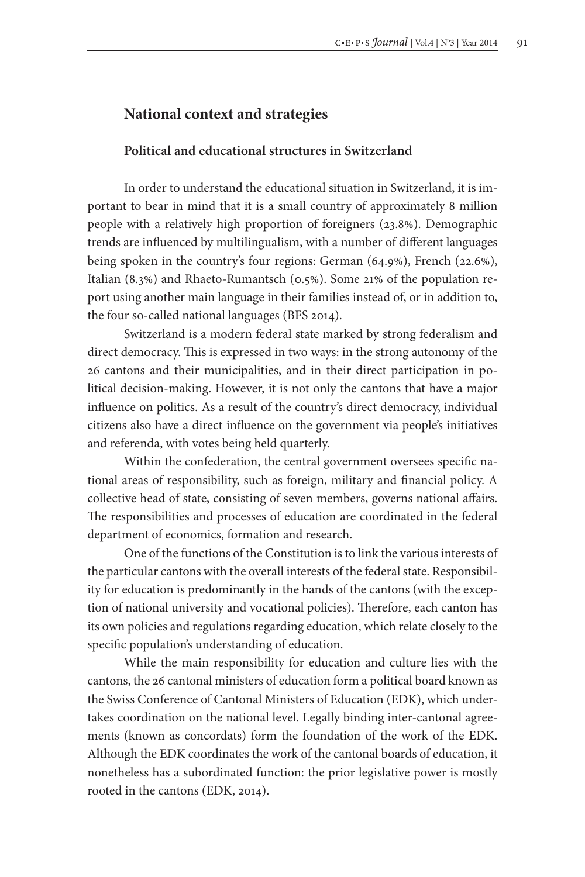## National context and strategies

### Political and educational structures in Switzerland

In order to understand the educational situation in Switzerland, it is important to bear in mind that it is a small country of approximately 8 million people with a relatively high proportion of foreigners (23.8%). Demographic trends are influenced by multilingualism, with a number of different languages being spoken in the country's four regions: German (64.9%), French (22.6%), Italian (8.3%) and Rhaeto-Rumantsch (0.5%). Some 21% of the population report using another main language in their families instead of, or in addition to, the four so-called national languages (BFS 2014).

Switzerland is a modern federal state marked by strong federalism and direct democracy. This is expressed in two ways: in the strong autonomy of the 26 cantons and their municipalities, and in their direct participation in political decision-making. However, it is not only the cantons that have a major influence on politics. As a result of the country's direct democracy, individual citizens also have a direct influence on the government via people's initiatives and referenda, with votes being held quarterly.

Within the confederation, the central government oversees specific national areas of responsibility, such as foreign, military and financial policy. A collective head of state, consisting of seven members, governs national affairs. The responsibilities and processes of education are coordinated in the federal department of economics, formation and research.

One of the functions of the Constitution is to link the various interests of the particular cantons with the overall interests of the federal state. Responsibility for education is predominantly in the hands of the cantons (with the exception of national university and vocational policies). Therefore, each canton has its own policies and regulations regarding education, which relate closely to the specific population's understanding of education.

While the main responsibility for education and culture lies with the cantons, the 26 cantonal ministers of education form a political board known as the Swiss Conference of Cantonal Ministers of Education (EDK), which undertakes coordination on the national level. Legally binding inter-cantonal agreements (known as concordats) form the foundation of the work of the EDK. Although the EDK coordinates the work of the cantonal boards of education, it nonetheless has a subordinated function: the prior legislative power is mostly rooted in the cantons (EDK, 2014).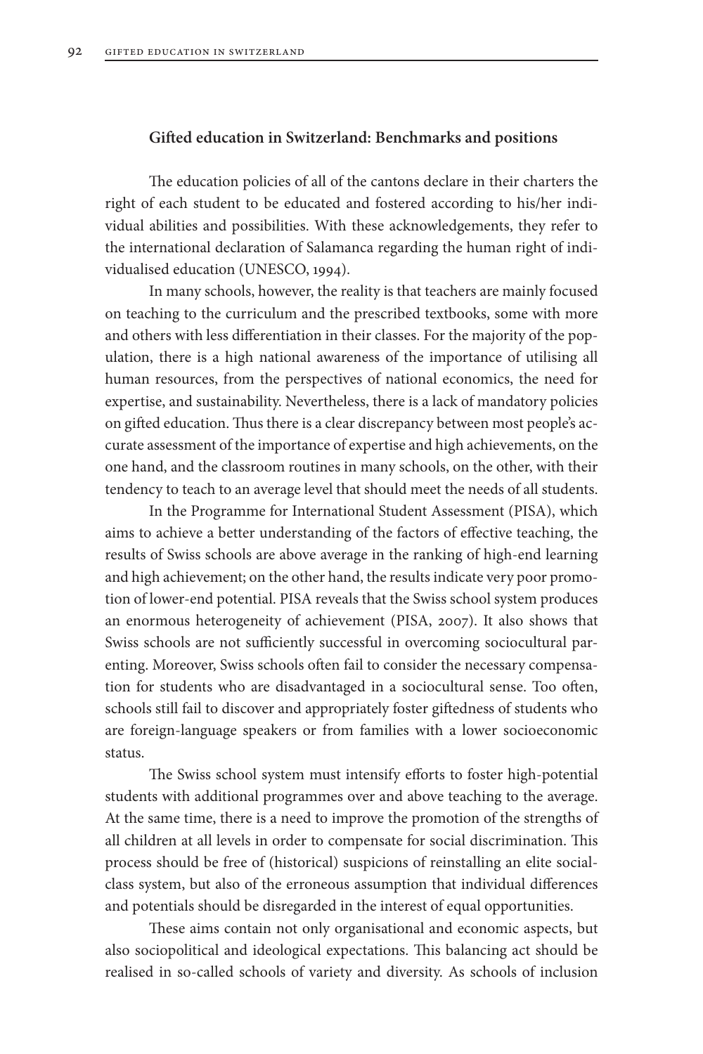### Gifted education in Switzerland: Benchmarks and positions

The education policies of all of the cantons declare in their charters the right of each student to be educated and fostered according to his/her individual abilities and possibilities. With these acknowledgements, they refer to the international declaration of Salamanca regarding the human right of individualised education (UNESCO, 1994).

In many schools, however, the reality is that teachers are mainly focused on teaching to the curriculum and the prescribed textbooks, some with more and others with less differentiation in their classes. For the majority of the population, there is a high national awareness of the importance of utilising all human resources, from the perspectives of national economics, the need for expertise, and sustainability. Nevertheless, there is a lack of mandatory policies on gifted education. Thus there is a clear discrepancy between most people's accurate assessment of the importance of expertise and high achievements, on the one hand, and the classroom routines in many schools, on the other, with their tendency to teach to an average level that should meet the needs of all students.

In the Programme for International Student Assessment (PISA), which aims to achieve a better understanding of the factors of effective teaching, the results of Swiss schools are above average in the ranking of high-end learning and high achievement; on the other hand, the results indicate very poor promotion of lower-end potential. PISA reveals that the Swiss school system produces an enormous heterogeneity of achievement (PISA, 2007). It also shows that Swiss schools are not sufficiently successful in overcoming sociocultural parenting. Moreover, Swiss schools often fail to consider the necessary compensation for students who are disadvantaged in a sociocultural sense. Too often, schools still fail to discover and appropriately foster giftedness of students who are foreign-language speakers or from families with a lower socioeconomic status.

The Swiss school system must intensify efforts to foster high-potential students with additional programmes over and above teaching to the average. At the same time, there is a need to improve the promotion of the strengths of all children at all levels in order to compensate for social discrimination. This process should be free of (historical) suspicions of reinstalling an elite social-class system, but also of the erroneous assumption that individual differences and potentials should be disregarded in the interest of equal opportunities.

These aims contain not only organisational and economic aspects, but also sociopolitical and ideological expectations. This balancing act should be realised in so-called schools of variety and diversity. As schools of inclusion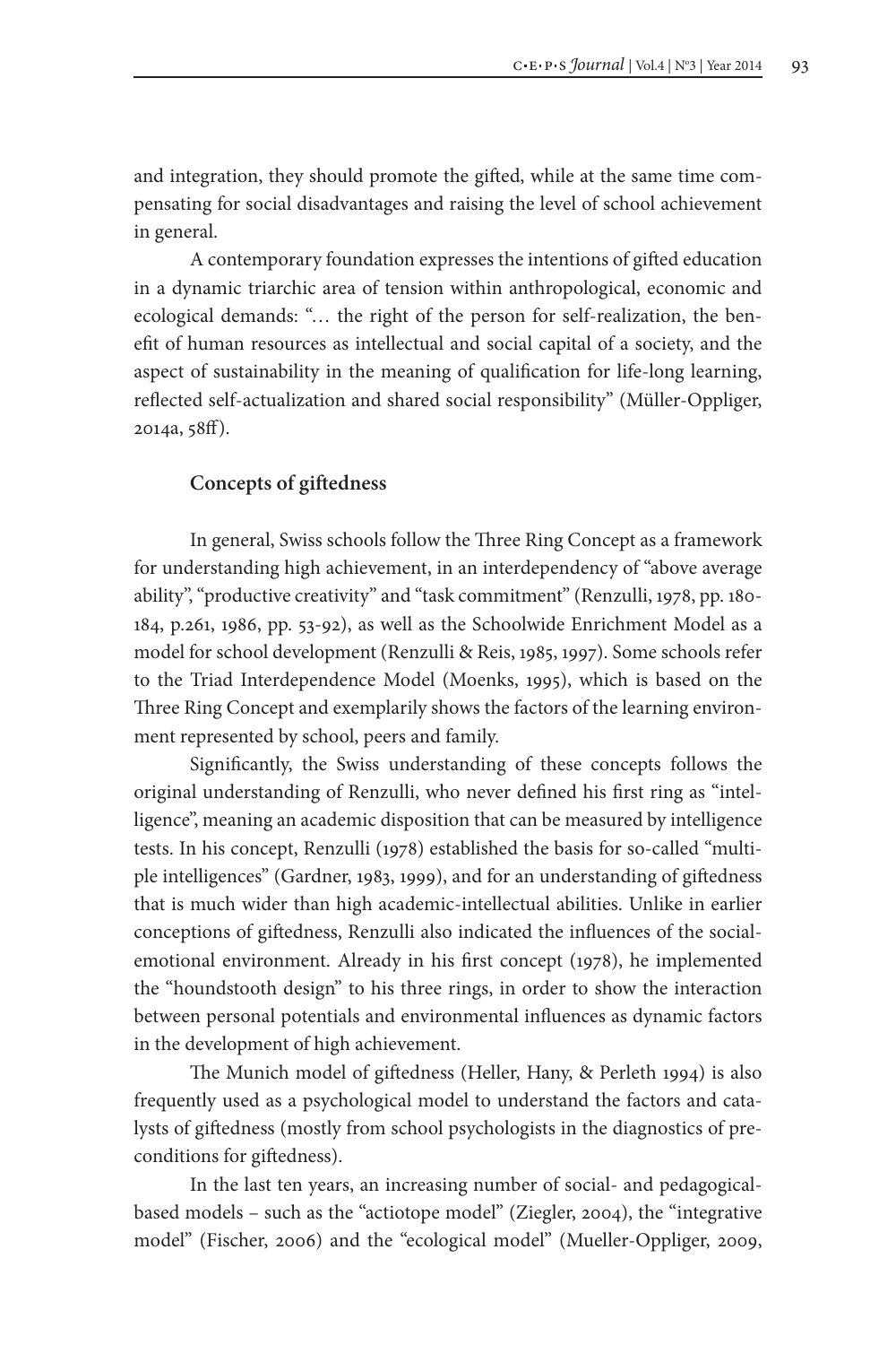and integration, they should promote the gifted, while at the same time compensating for social disadvantages and raising the level of school achievement in general.

A contemporary foundation expresses the intentions of gifted education in a dynamic triarchic area of tension within anthropological, economic and ecological demands: "… the right of the person for self-realization, the benefit of human resources as intellectual and social capital of a society, and the aspect of sustainability in the meaning of qualification for life-long learning, reflected self-actualization and shared social responsibility" (Müller-Oppliger, 2014a, 58ff).

### Concepts of giftedness

In general, Swiss schools follow the Three Ring Concept as a framework for understanding high achievement, in an interdependency of "above average ability", "productive creativity" and "task commitment" (Renzulli, 1978, pp. 180-184, p.261, 1986, pp. 53-92), as well as the Schoolwide Enrichment Model as a model for school development (Renzulli & Reis, 1985, 1997). Some schools refer to the Triad Interdependence Model (Moenks, 1995), which is based on the Three Ring Concept and exemplarily shows the factors of the learning environment represented by school, peers and family.

Significantly, the Swiss understanding of these concepts follows the original understanding of Renzulli, who never defined his first ring as "intelligence", meaning an academic disposition that can be measured by intelligence tests. In his concept, Renzulli (1978) established the basis for so-called "multiple intelligences" (Gardner, 1983, 1999), and for an understanding of giftedness that is much wider than high academic-intellectual abilities. Unlike in earlier conceptions of giftedness, Renzulli also indicated the influences of the social-emotional environment. Already in his first concept (1978), he implemented the "houndstooth design" to his three rings, in order to show the interaction between personal potentials and environmental influences as dynamic factors in the development of high achievement.

The Munich model of giftedness (Heller, Hany, & Perleth 1994) is also frequently used as a psychological model to understand the factors and catalysts of giftedness (mostly from school psychologists in the diagnostics of preconditions for giftedness).

In the last ten years, an increasing number of social- and pedagogical-based models – such as the "actiotope model" (Ziegler, 2004), the "integrative model" (Fischer, 2006) and the "ecological model" (Mueller-Oppliger, 2009,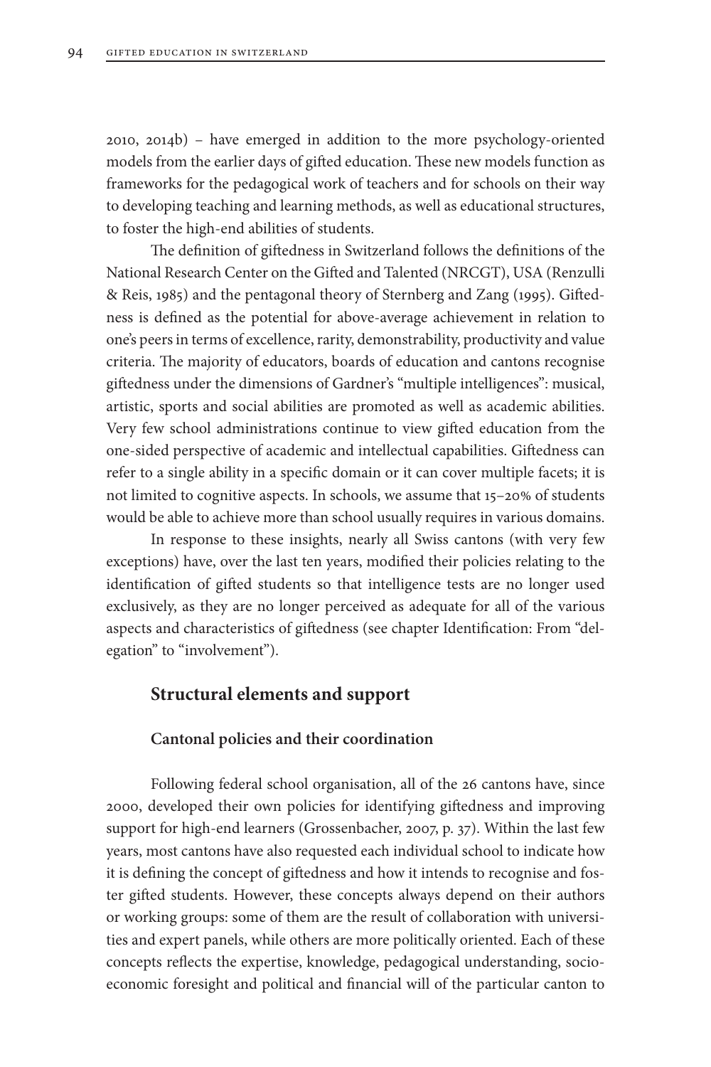2010, 2014b) – have emerged in addition to the more psychology-oriented models from the earlier days of gifted education. These new models function as frameworks for the pedagogical work of teachers and for schools on their way to developing teaching and learning methods, as well as educational structures, to foster the high-end abilities of students.

The definition of giftedness in Switzerland follows the definitions of the National Research Center on the Gifted and Talented (NRCGT), USA (Renzulli & Reis, 1985) and the pentagonal theory of Sternberg and Zang (1995). Giftedness is defined as the potential for above-average achievement in relation to one's peers in terms of excellence, rarity, demonstrability, productivity and value criteria. The majority of educators, boards of education and cantons recognise giftedness under the dimensions of Gardner's "multiple intelligences": musical, artistic, sports and social abilities are promoted as well as academic abilities. Very few school administrations continue to view gifted education from the one-sided perspective of academic and intellectual capabilities. Giftedness can refer to a single ability in a specific domain or it can cover multiple facets; it is not limited to cognitive aspects. In schools, we assume that 15–20% of students would be able to achieve more than school usually requires in various domains.

In response to these insights, nearly all Swiss cantons (with very few exceptions) have, over the last ten years, modified their policies relating to the identification of gifted students so that intelligence tests are no longer used exclusively, as they are no longer perceived as adequate for all of the various aspects and characteristics of giftedness (see chapter Identification: From "delegation" to "involvement").

## Structural elements and support

### Cantonal policies and their coordination

Following federal school organisation, all of the 26 cantons have, since 2000, developed their own policies for identifying giftedness and improving support for high-end learners (Grossenbacher, 2007, p. 37). Within the last few years, most cantons have also requested each individual school to indicate how it is defining the concept of giftedness and how it intends to recognise and foster gifted students. However, these concepts always depend on their authors or working groups: some of them are the result of collaboration with universities and expert panels, while others are more politically oriented. Each of these concepts reflects the expertise, knowledge, pedagogical understanding, socio-economic foresight and political and financial will of the particular canton to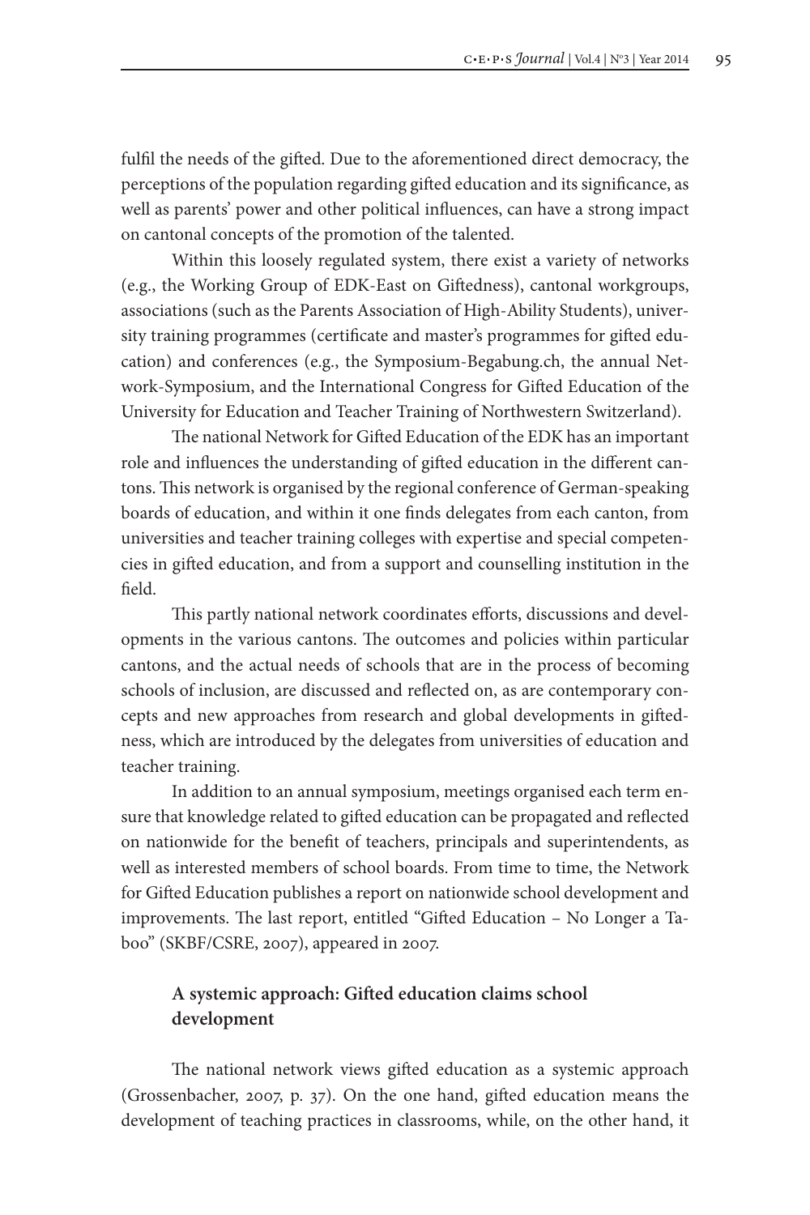fulfil the needs of the gifted. Due to the aforementioned direct democracy, the perceptions of the population regarding gifted education and its significance, as well as parents' power and other political influences, can have a strong impact on cantonal concepts of the promotion of the talented.

Within this loosely regulated system, there exist a variety of networks (e.g., the Working Group of EDK-East on Giftedness), cantonal workgroups, associations (such as the Parents Association of High-Ability Students), university training programmes (certificate and master's programmes for gifted education) and conferences (e.g., the Symposium-Begabung.ch, the annual Network-Symposium, and the International Congress for Gifted Education of the University for Education and Teacher Training of Northwestern Switzerland).

The national Network for Gifted Education of the EDK has an important role and influences the understanding of gifted education in the different cantons. This network is organised by the regional conference of German-speaking boards of education, and within it one finds delegates from each canton, from universities and teacher training colleges with expertise and special competencies in gifted education, and from a support and counselling institution in the field.

This partly national network coordinates efforts, discussions and developments in the various cantons. The outcomes and policies within particular cantons, and the actual needs of schools that are in the process of becoming schools of inclusion, are discussed and reflected on, as are contemporary concepts and new approaches from research and global developments in giftedness, which are introduced by the delegates from universities of education and teacher training.

In addition to an annual symposium, meetings organised each term ensure that knowledge related to gifted education can be propagated and reflected on nationwide for the benefit of teachers, principals and superintendents, as well as interested members of school boards. From time to time, the Network for Gifted Education publishes a report on nationwide school development and improvements. The last report, entitled "Gifted Education – No Longer a Taboo" (SKBF/CSRE, 2007), appeared in 2007.

## A systemic approach: Gifted education claims school development

The national network views gifted education as a systemic approach (Grossenbacher, 2007, p. 37). On the one hand, gifted education means the development of teaching practices in classrooms, while, on the other hand, it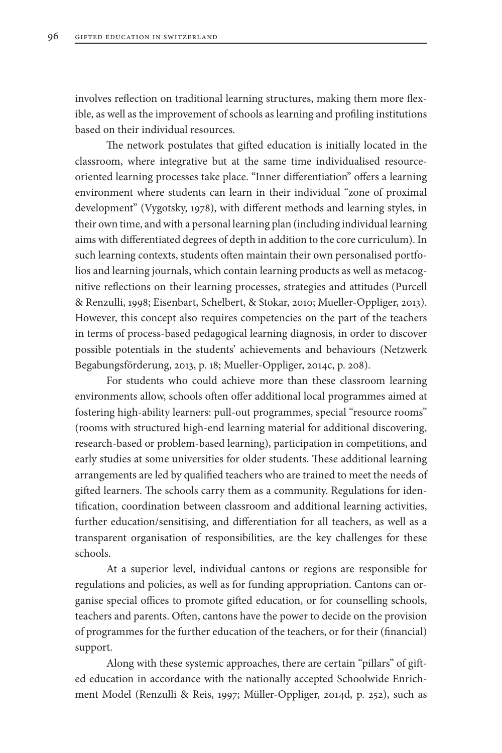involves reflection on traditional learning structures, making them more flexible, as well as the improvement of schools as learning and profiling institutions based on their individual resources.

The network postulates that gifted education is initially located in the classroom, where integrative but at the same time individualised resource-oriented learning processes take place. "Inner differentiation" offers a learning environment where students can learn in their individual "zone of proximal development" (Vygotsky, 1978), with different methods and learning styles, in their own time, and with a personal learning plan (including individual learning aims with differentiated degrees of depth in addition to the core curriculum). In such learning contexts, students often maintain their own personalised portfolios and learning journals, which contain learning products as well as metacognitive reflections on their learning processes, strategies and attitudes (Purcell & Renzulli, 1998; Eisenbart, Schelbert, & Stokar, 2010; Mueller-Oppliger, 2013). However, this concept also requires competencies on the part of the teachers in terms of process-based pedagogical learning diagnosis, in order to discover possible potentials in the students' achievements and behaviours (Netzwerk Begabungsförderung, 2013, p. 18; Mueller-Oppliger, 2014c, p. 208).

For students who could achieve more than these classroom learning environments allow, schools often offer additional local programmes aimed at fostering high-ability learners: pull-out programmes, special "resource rooms" (rooms with structured high-end learning material for additional discovering, research-based or problem-based learning), participation in competitions, and early studies at some universities for older students. These additional learning arrangements are led by qualified teachers who are trained to meet the needs of gifted learners. The schools carry them as a community. Regulations for identification, coordination between classroom and additional learning activities, further education/sensitising, and differentiation for all teachers, as well as a transparent organisation of responsibilities, are the key challenges for these schools.

At a superior level, individual cantons or regions are responsible for regulations and policies, as well as for funding appropriation. Cantons can organise special offices to promote gifted education, or for counselling schools, teachers and parents. Often, cantons have the power to decide on the provision of programmes for the further education of the teachers, or for their (financial) support.

Along with these systemic approaches, there are certain "pillars" of gifted education in accordance with the nationally accepted Schoolwide Enrichment Model (Renzulli & Reis, 1997; Müller-Oppliger, 2014d, p. 252), such as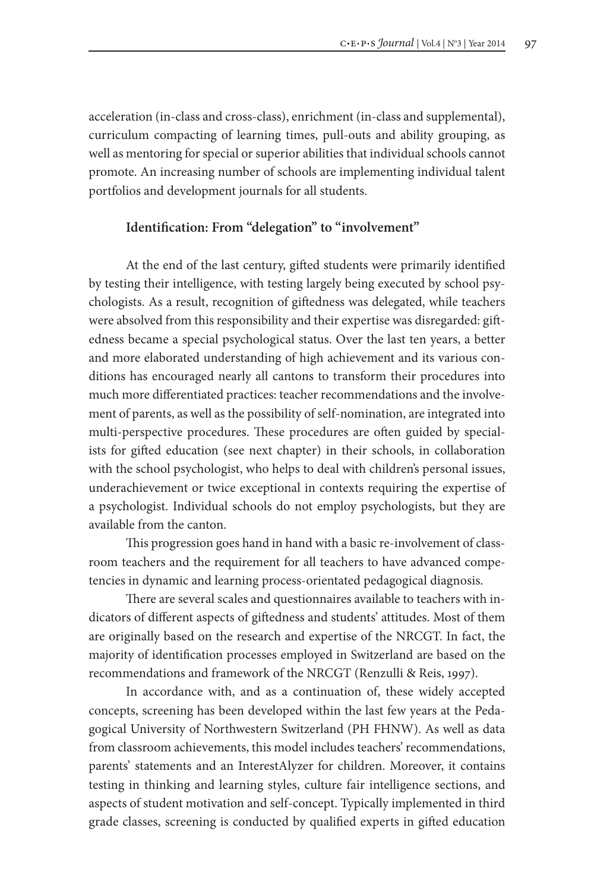acceleration (in-class and cross-class), enrichment (in-class and supplemental), curriculum compacting of learning times, pull-outs and ability grouping, as well as mentoring for special or superior abilities that individual schools cannot promote. An increasing number of schools are implementing individual talent portfolios and development journals for all students.

## Identification: From "delegation" to "involvement"

At the end of the last century, gifted students were primarily identified by testing their intelligence, with testing largely being executed by school psychologists. As a result, recognition of giftedness was delegated, while teachers were absolved from this responsibility and their expertise was disregarded: giftedness became a special psychological status. Over the last ten years, a better and more elaborated understanding of high achievement and its various conditions has encouraged nearly all cantons to transform their procedures into much more differentiated practices: teacher recommendations and the involvement of parents, as well as the possibility of self-nomination, are integrated into multi-perspective procedures. These procedures are often guided by specialists for gifted education (see next chapter) in their schools, in collaboration with the school psychologist, who helps to deal with children's personal issues, underachievement or twice exceptional in contexts requiring the expertise of a psychologist. Individual schools do not employ psychologists, but they are available from the canton.

This progression goes hand in hand with a basic re-involvement of classroom teachers and the requirement for all teachers to have advanced competencies in dynamic and learning process-orientated pedagogical diagnosis.

There are several scales and questionnaires available to teachers with indicators of different aspects of giftedness and students' attitudes. Most of them are originally based on the research and expertise of the NRCGT. In fact, the majority of identification processes employed in Switzerland are based on the recommendations and framework of the NRCGT (Renzulli & Reis, 1997).

In accordance with, and as a continuation of, these widely accepted concepts, screening has been developed within the last few years at the Pedagogical University of Northwestern Switzerland (PH FHNW). As well as data from classroom achievements, this model includes teachers' recommendations, parents' statements and an InterestAlyzer for children. Moreover, it contains testing in thinking and learning styles, culture fair intelligence sections, and aspects of student motivation and self-concept. Typically implemented in third grade classes, screening is conducted by qualified experts in gifted education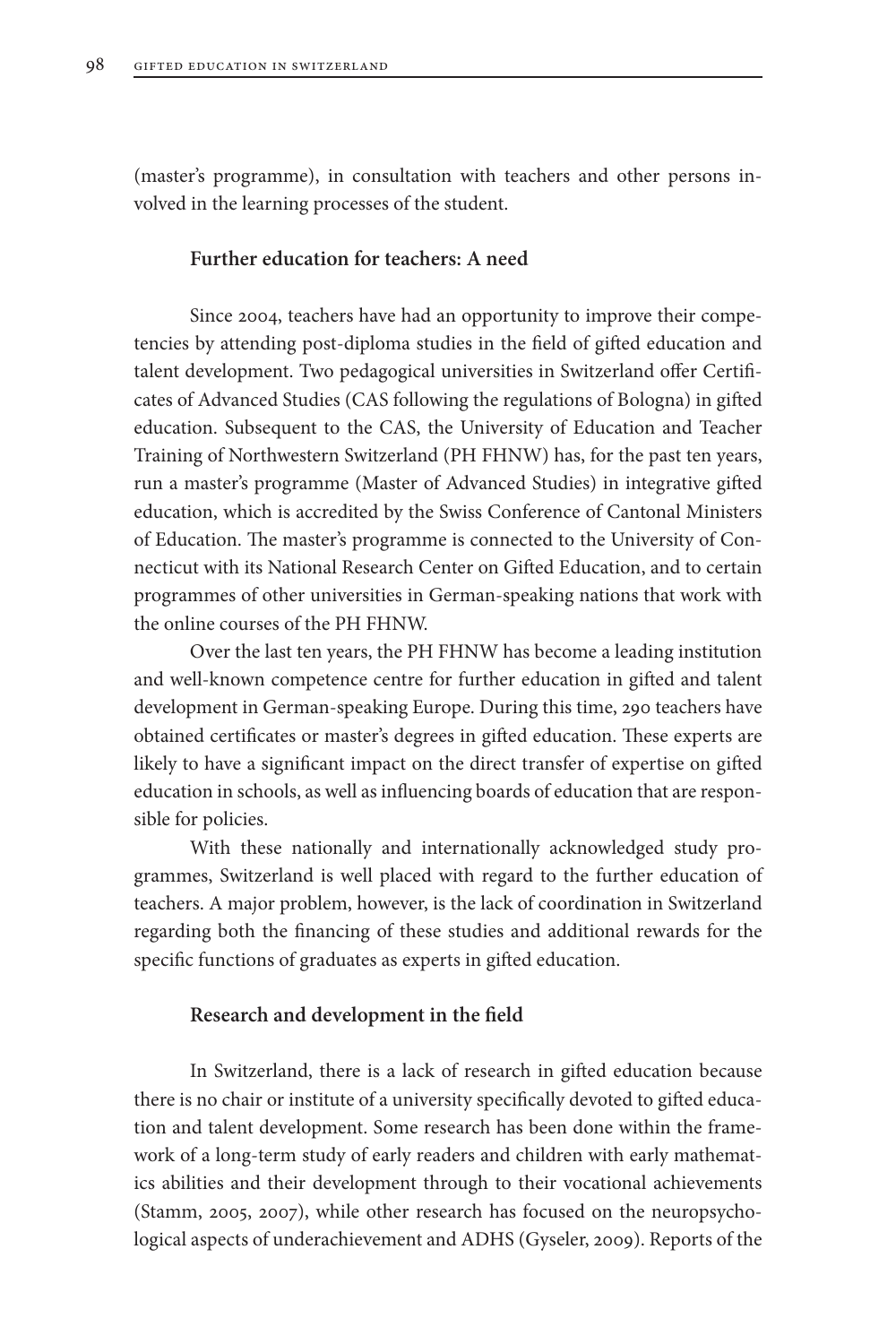(master's programme), in consultation with teachers and other persons involved in the learning processes of the student.

### Further education for teachers: A need

Since 2004, teachers have had an opportunity to improve their competencies by attending post-diploma studies in the field of gifted education and talent development. Two pedagogical universities in Switzerland offer Certificates of Advanced Studies (CAS following the regulations of Bologna) in gifted education. Subsequent to the CAS, the University of Education and Teacher Training of Northwestern Switzerland (PH FHNW) has, for the past ten years, run a master's programme (Master of Advanced Studies) in integrative gifted education, which is accredited by the Swiss Conference of Cantonal Ministers of Education. The master's programme is connected to the University of Connecticut with its National Research Center on Gifted Education, and to certain programmes of other universities in German-speaking nations that work with the online courses of the PH FHNW.

Over the last ten years, the PH FHNW has become a leading institution and well-known competence centre for further education in gifted and talent development in German-speaking Europe. During this time, 290 teachers have obtained certificates or master's degrees in gifted education. These experts are likely to have a significant impact on the direct transfer of expertise on gifted education in schools, as well as influencing boards of education that are responsible for policies.

With these nationally and internationally acknowledged study programmes, Switzerland is well placed with regard to the further education of teachers. A major problem, however, is the lack of coordination in Switzerland regarding both the financing of these studies and additional rewards for the specific functions of graduates as experts in gifted education.

### Research and development in the field

In Switzerland, there is a lack of research in gifted education because there is no chair or institute of a university specifically devoted to gifted education and talent development. Some research has been done within the framework of a long-term study of early readers and children with early mathematics abilities and their development through to their vocational achievements (Stamm, 2005, 2007), while other research has focused on the neuropsychological aspects of underachievement and ADHS (Gyseler, 2009). Reports of the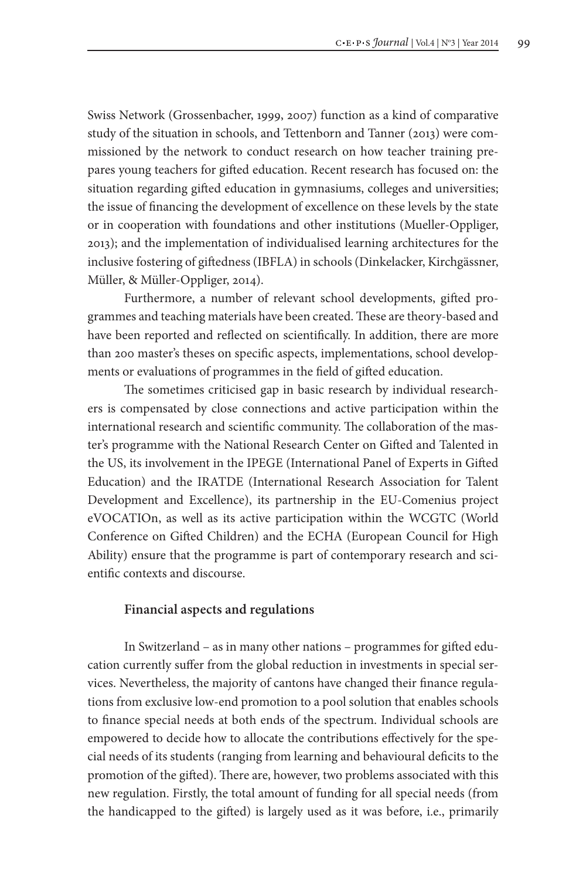Swiss Network (Grossenbacher, 1999, 2007) function as a kind of comparative study of the situation in schools, and Tettenborn and Tanner (2013) were commissioned by the network to conduct research on how teacher training prepares young teachers for gifted education. Recent research has focused on: the situation regarding gifted education in gymnasiums, colleges and universities; the issue of financing the development of excellence on these levels by the state or in cooperation with foundations and other institutions (Mueller-Oppliger, 2013); and the implementation of individualised learning architectures for the inclusive fostering of giftedness (IBFLA) in schools (Dinkelacker, Kirchgässner, Müller, & Müller-Oppliger, 2014).

Furthermore, a number of relevant school developments, gifted programmes and teaching materials have been created. These are theory-based and have been reported and reflected on scientifically. In addition, there are more than 200 master's theses on specific aspects, implementations, school developments or evaluations of programmes in the field of gifted education.

The sometimes criticised gap in basic research by individual researchers is compensated by close connections and active participation within the international research and scientific community. The collaboration of the master's programme with the National Research Center on Gifted and Talented in the US, its involvement in the IPEGE (International Panel of Experts in Gifted Education) and the IRATDE (International Research Association for Talent Development and Excellence), its partnership in the EU-Comenius project eVOCATIOn, as well as its active participation within the WCGTC (World Conference on Gifted Children) and the ECHA (European Council for High Ability) ensure that the programme is part of contemporary research and scientific contexts and discourse.

## Financial aspects and regulations

In Switzerland – as in many other nations – programmes for gifted education currently suffer from the global reduction in investments in special services. Nevertheless, the majority of cantons have changed their finance regulations from exclusive low-end promotion to a pool solution that enables schools to finance special needs at both ends of the spectrum. Individual schools are empowered to decide how to allocate the contributions effectively for the special needs of its students (ranging from learning and behavioural deficits to the promotion of the gifted). There are, however, two problems associated with this new regulation. Firstly, the total amount of funding for all special needs (from the handicapped to the gifted) is largely used as it was before, i.e., primarily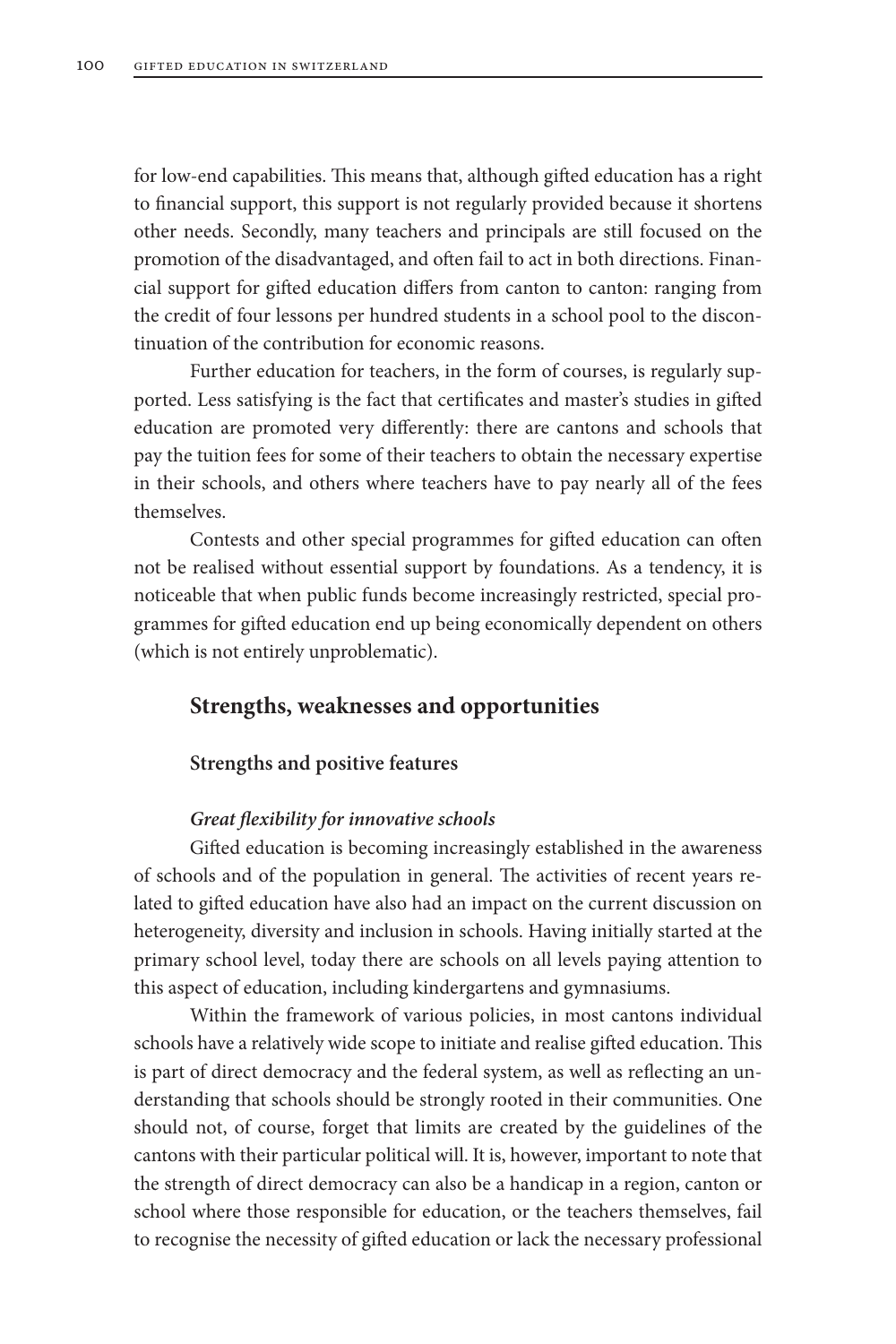for low-end capabilities. This means that, although gifted education has a right to financial support, this support is not regularly provided because it shortens other needs. Secondly, many teachers and principals are still focused on the promotion of the disadvantaged, and often fail to act in both directions. Financial support for gifted education differs from canton to canton: ranging from the credit of four lessons per hundred students in a school pool to the discontinuation of the contribution for economic reasons.

Further education for teachers, in the form of courses, is regularly supported. Less satisfying is the fact that certificates and master's studies in gifted education are promoted very differently: there are cantons and schools that pay the tuition fees for some of their teachers to obtain the necessary expertise in their schools, and others where teachers have to pay nearly all of the fees themselves.

Contests and other special programmes for gifted education can often not be realised without essential support by foundations. As a tendency, it is noticeable that when public funds become increasingly restricted, special programmes for gifted education end up being economically dependent on others (which is not entirely unproblematic).

## Strengths, weaknesses and opportunities

### Strengths and positive features

#### *Great flexibility for innovative schools*

Gifted education is becoming increasingly established in the awareness of schools and of the population in general. The activities of recent years related to gifted education have also had an impact on the current discussion on heterogeneity, diversity and inclusion in schools. Having initially started at the primary school level, today there are schools on all levels paying attention to this aspect of education, including kindergartens and gymnasiums.

Within the framework of various policies, in most cantons individual schools have a relatively wide scope to initiate and realise gifted education. This is part of direct democracy and the federal system, as well as reflecting an understanding that schools should be strongly rooted in their communities. One should not, of course, forget that limits are created by the guidelines of the cantons with their particular political will. It is, however, important to note that the strength of direct democracy can also be a handicap in a region, canton or school where those responsible for education, or the teachers themselves, fail to recognise the necessity of gifted education or lack the necessary professional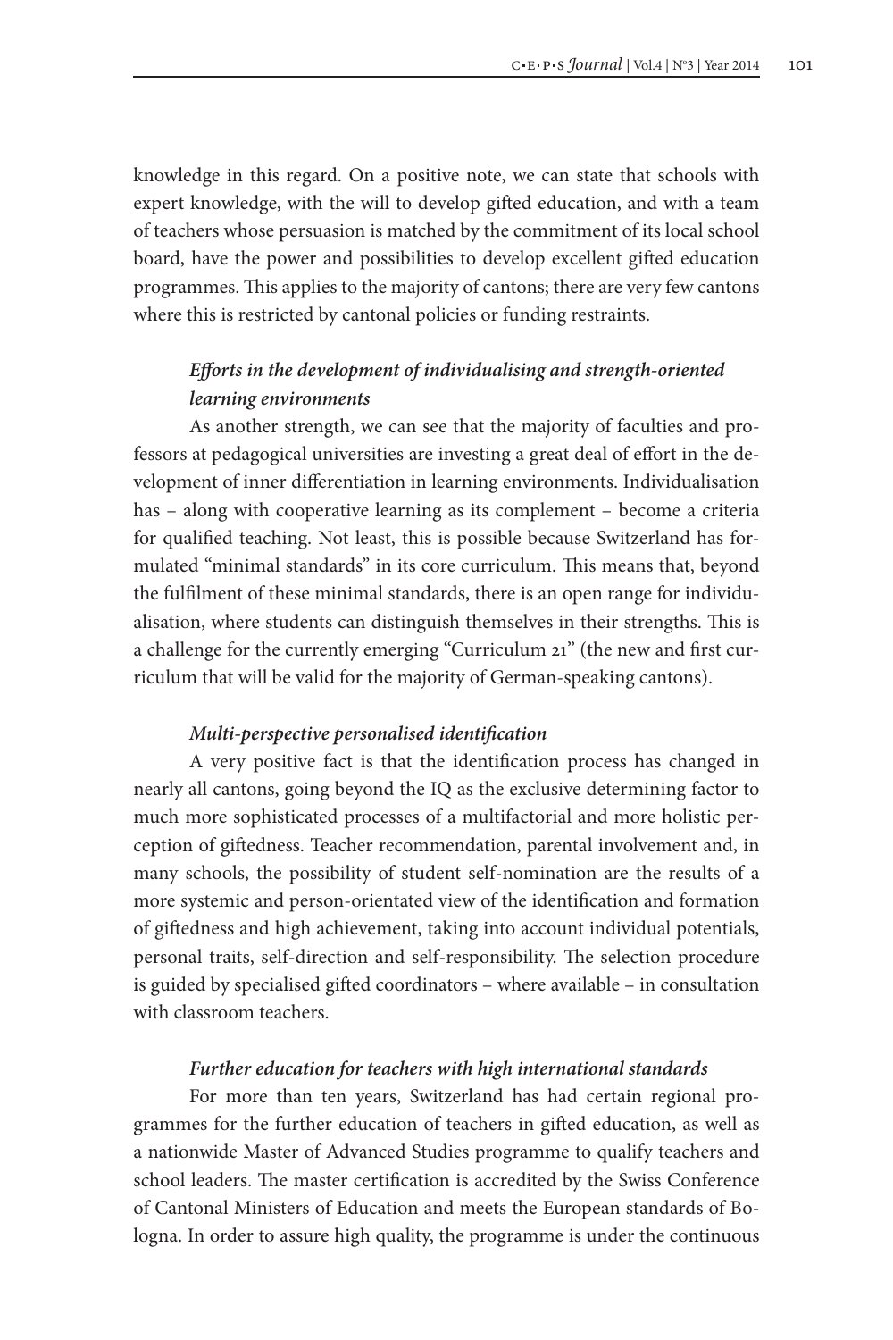knowledge in this regard. On a positive note, we can state that schools with expert knowledge, with the will to develop gifted education, and with a team of teachers whose persuasion is matched by the commitment of its local school board, have the power and possibilities to develop excellent gifted education programmes. This applies to the majority of cantons; there are very few cantons where this is restricted by cantonal policies or funding restraints.

### *Efforts in the development of individualising and strength-oriented learning environments*

As another strength, we can see that the majority of faculties and professors at pedagogical universities are investing a great deal of effort in the development of inner differentiation in learning environments. Individualisation has – along with cooperative learning as its complement – become a criteria for qualified teaching. Not least, this is possible because Switzerland has formulated "minimal standards" in its core curriculum. This means that, beyond the fulfilment of these minimal standards, there is an open range for individualisation, where students can distinguish themselves in their strengths. This is a challenge for the currently emerging "Curriculum 21" (the new and first curriculum that will be valid for the majority of German-speaking cantons).

### *Multi-perspective personalised identification*

A very positive fact is that the identification process has changed in nearly all cantons, going beyond the IQ as the exclusive determining factor to much more sophisticated processes of a multifactorial and more holistic perception of giftedness. Teacher recommendation, parental involvement and, in many schools, the possibility of student self-nomination are the results of a more systemic and person-orientated view of the identification and formation of giftedness and high achievement, taking into account individual potentials, personal traits, self-direction and self-responsibility. The selection procedure is guided by specialised gifted coordinators – where available – in consultation with classroom teachers.

### *Further education for teachers with high international standards*

For more than ten years, Switzerland has had certain regional programmes for the further education of teachers in gifted education, as well as a nationwide Master of Advanced Studies programme to qualify teachers and school leaders. The master certification is accredited by the Swiss Conference of Cantonal Ministers of Education and meets the European standards of Bologna. In order to assure high quality, the programme is under the continuous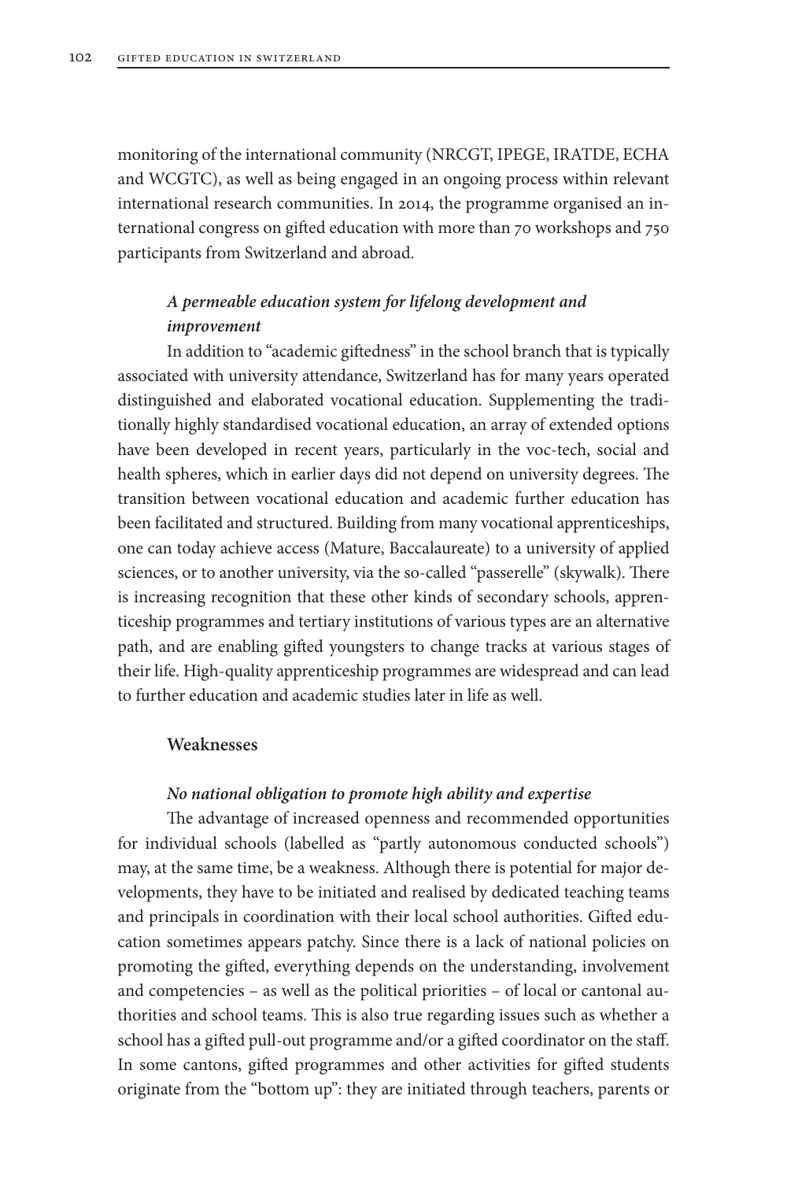monitoring of the international community (NRCGT, IPEGE, IRATDE, ECHA and WCGTC), as well as being engaged in an ongoing process within relevant international research communities. In 2014, the programme organised an international congress on gifted education with more than 70 workshops and 750 participants from Switzerland and abroad.

#### *A permeable education system for lifelong development and improvement*

In addition to "academic giftedness" in the school branch that is typically associated with university attendance, Switzerland has for many years operated distinguished and elaborated vocational education. Supplementing the traditionally highly standardised vocational education, an array of extended options have been developed in recent years, particularly in the voc-tech, social and health spheres, which in earlier days did not depend on university degrees. The transition between vocational education and academic further education has been facilitated and structured. Building from many vocational apprenticeships, one can today achieve access (Mature, Baccalaureate) to a university of applied sciences, or to another university, via the so-called "passerelle" (skywalk). There is increasing recognition that these other kinds of secondary schools, apprenticeship programmes and tertiary institutions of various types are an alternative path, and are enabling gifted youngsters to change tracks at various stages of their life. High-quality apprenticeship programmes are widespread and can lead to further education and academic studies later in life as well.

### Weaknesses

#### *No national obligation to promote high ability and expertise*

The advantage of increased openness and recommended opportunities for individual schools (labelled as "partly autonomous conducted schools") may, at the same time, be a weakness. Although there is potential for major developments, they have to be initiated and realised by dedicated teaching teams and principals in coordination with their local school authorities. Gifted education sometimes appears patchy. Since there is a lack of national policies on promoting the gifted, everything depends on the understanding, involvement and competencies – as well as the political priorities – of local or cantonal authorities and school teams. This is also true regarding issues such as whether a school has a gifted pull-out programme and/or a gifted coordinator on the staff. In some cantons, gifted programmes and other activities for gifted students originate from the "bottom up": they are initiated through teachers, parents or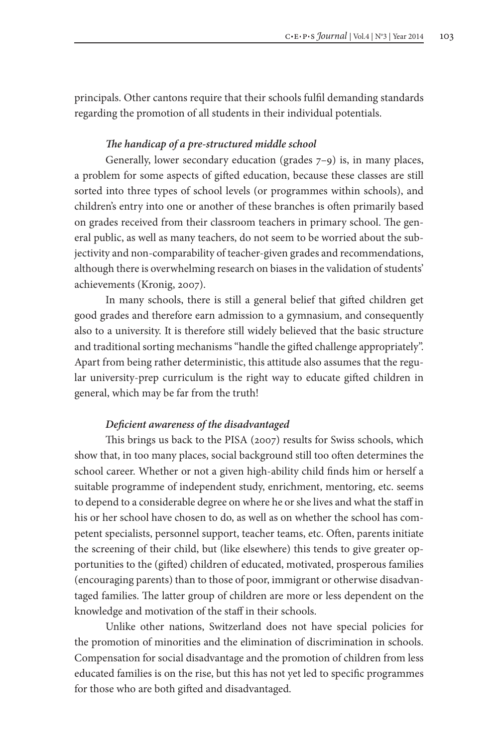principals. Other cantons require that their schools fulfil demanding standards regarding the promotion of all students in their individual potentials.

### *The handicap of a pre-structured middle school*

Generally, lower secondary education (grades 7–9) is, in many places, a problem for some aspects of gifted education, because these classes are still sorted into three types of school levels (or programmes within schools), and children's entry into one or another of these branches is often primarily based on grades received from their classroom teachers in primary school. The general public, as well as many teachers, do not seem to be worried about the subjectivity and non-comparability of teacher-given grades and recommendations, although there is overwhelming research on biases in the validation of students' achievements (Kronig, 2007).

In many schools, there is still a general belief that gifted children get good grades and therefore earn admission to a gymnasium, and consequently also to a university. It is therefore still widely believed that the basic structure and traditional sorting mechanisms "handle the gifted challenge appropriately". Apart from being rather deterministic, this attitude also assumes that the regular university-prep curriculum is the right way to educate gifted children in general, which may be far from the truth!

### *Deficient awareness of the disadvantaged*

This brings us back to the PISA (2007) results for Swiss schools, which show that, in too many places, social background still too often determines the school career. Whether or not a given high-ability child finds him or herself a suitable programme of independent study, enrichment, mentoring, etc. seems to depend to a considerable degree on where he or she lives and what the staff in his or her school have chosen to do, as well as on whether the school has competent specialists, personnel support, teacher teams, etc. Often, parents initiate the screening of their child, but (like elsewhere) this tends to give greater opportunities to the (gifted) children of educated, motivated, prosperous families (encouraging parents) than to those of poor, immigrant or otherwise disadvantaged families. The latter group of children are more or less dependent on the knowledge and motivation of the staff in their schools.

Unlike other nations, Switzerland does not have special policies for the promotion of minorities and the elimination of discrimination in schools. Compensation for social disadvantage and the promotion of children from less educated families is on the rise, but this has not yet led to specific programmes for those who are both gifted and disadvantaged.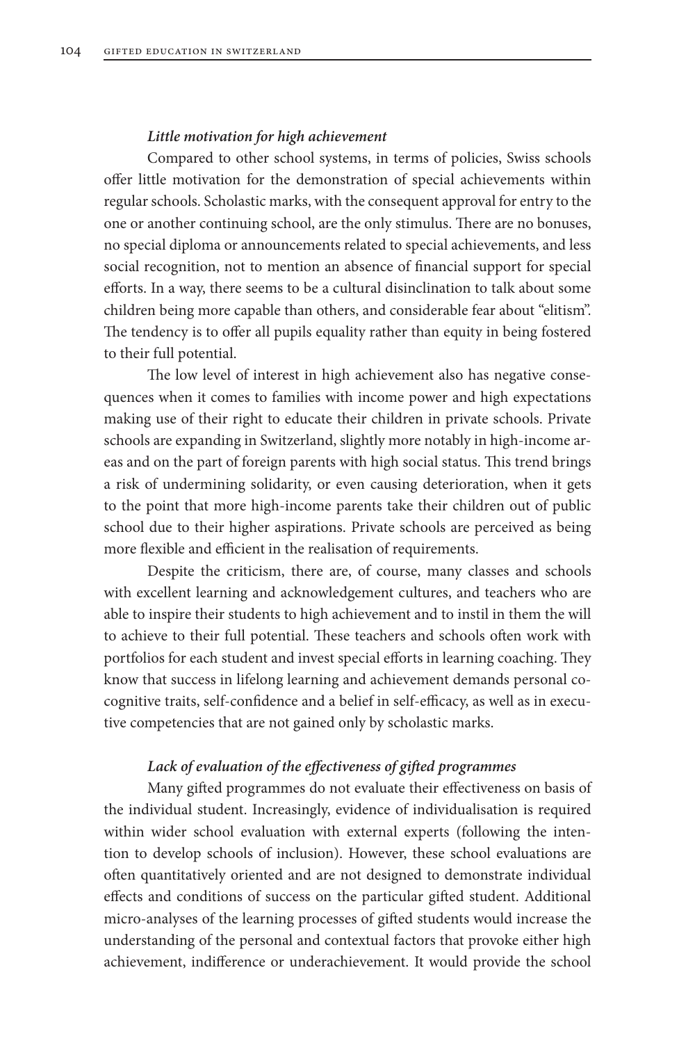#### *Little motivation for high achievement*

Compared to other school systems, in terms of policies, Swiss schools offer little motivation for the demonstration of special achievements within regular schools. Scholastic marks, with the consequent approval for entry to the one or another continuing school, are the only stimulus. There are no bonuses, no special diploma or announcements related to special achievements, and less social recognition, not to mention an absence of financial support for special efforts. In a way, there seems to be a cultural disinclination to talk about some children being more capable than others, and considerable fear about "elitism". The tendency is to offer all pupils equality rather than equity in being fostered to their full potential.

The low level of interest in high achievement also has negative consequences when it comes to families with income power and high expectations making use of their right to educate their children in private schools. Private schools are expanding in Switzerland, slightly more notably in high-income areas and on the part of foreign parents with high social status. This trend brings a risk of undermining solidarity, or even causing deterioration, when it gets to the point that more high-income parents take their children out of public school due to their higher aspirations. Private schools are perceived as being more flexible and efficient in the realisation of requirements.

Despite the criticism, there are, of course, many classes and schools with excellent learning and acknowledgement cultures, and teachers who are able to inspire their students to high achievement and to instil in them the will to achieve to their full potential. These teachers and schools often work with portfolios for each student and invest special efforts in learning coaching. They know that success in lifelong learning and achievement demands personal co-cognitive traits, self-confidence and a belief in self-efficacy, as well as in executive competencies that are not gained only by scholastic marks.

#### *Lack of evaluation of the effectiveness of gifted programmes*

Many gifted programmes do not evaluate their effectiveness on basis of the individual student. Increasingly, evidence of individualisation is required within wider school evaluation with external experts (following the intention to develop schools of inclusion). However, these school evaluations are often quantitatively oriented and are not designed to demonstrate individual effects and conditions of success on the particular gifted student. Additional micro-analyses of the learning processes of gifted students would increase the understanding of the personal and contextual factors that provoke either high achievement, indifference or underachievement. It would provide the school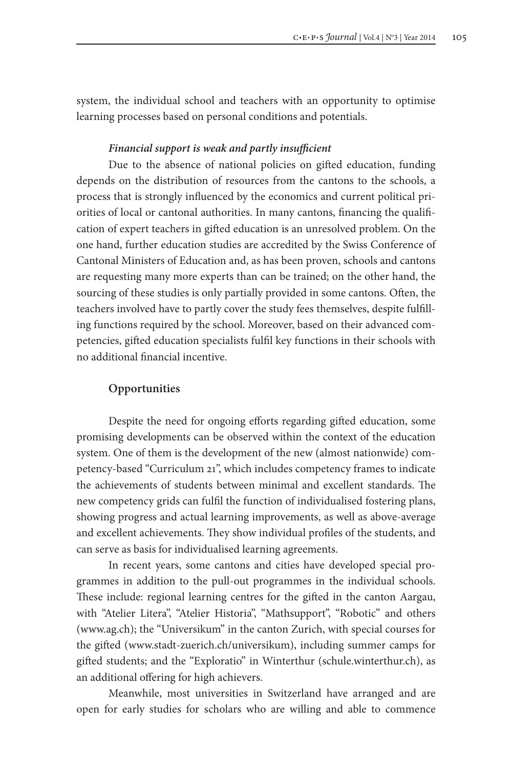system, the individual school and teachers with an opportunity to optimise learning processes based on personal conditions and potentials.

***Financial support is weak and partly insufficient***

Due to the absence of national policies on gifted education, funding depends on the distribution of resources from the cantons to the schools, a process that is strongly influenced by the economics and current political priorities of local or cantonal authorities. In many cantons, financing the qualification of expert teachers in gifted education is an unresolved problem. On the one hand, further education studies are accredited by the Swiss Conference of Cantonal Ministers of Education and, as has been proven, schools and cantons are requesting many more experts than can be trained; on the other hand, the sourcing of these studies is only partially provided in some cantons. Often, the teachers involved have to partly cover the study fees themselves, despite fulfilling functions required by the school. Moreover, based on their advanced competencies, gifted education specialists fulfil key functions in their schools with no additional financial incentive.

## Opportunities

Despite the need for ongoing efforts regarding gifted education, some promising developments can be observed within the context of the education system. One of them is the development of the new (almost nationwide) competency-based "Curriculum 21", which includes competency frames to indicate the achievements of students between minimal and excellent standards. The new competency grids can fulfil the function of individualised fostering plans, showing progress and actual learning improvements, as well as above-average and excellent achievements. They show individual profiles of the students, and can serve as basis for individualised learning agreements.

In recent years, some cantons and cities have developed special programmes in addition to the pull-out programmes in the individual schools. These include: regional learning centres for the gifted in the canton Aargau, with "Atelier Litera", "Atelier Historia", "Mathsupport", "Robotic" and others (www.ag.ch); the "Universikum" in the canton Zurich, with special courses for the gifted (www.stadt-zuerich.ch/universikum), including summer camps for gifted students; and the "Exploratio" in Winterthur (schule.winterthur.ch), as an additional offering for high achievers.

Meanwhile, most universities in Switzerland have arranged and are open for early studies for scholars who are willing and able to commence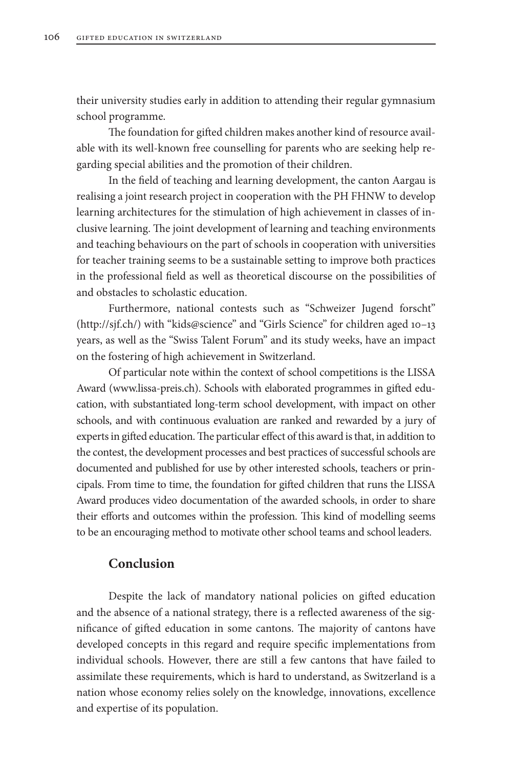their university studies early in addition to attending their regular gymnasium school programme.

The foundation for gifted children makes another kind of resource available with its well-known free counselling for parents who are seeking help regarding special abilities and the promotion of their children.

In the field of teaching and learning development, the canton Aargau is realising a joint research project in cooperation with the PH FHNW to develop learning architectures for the stimulation of high achievement in classes of inclusive learning. The joint development of learning and teaching environments and teaching behaviours on the part of schools in cooperation with universities for teacher training seems to be a sustainable setting to improve both practices in the professional field as well as theoretical discourse on the possibilities of and obstacles to scholastic education.

Furthermore, national contests such as "Schweizer Jugend forscht" (http://sjf.ch/) with "kids@science" and "Girls Science" for children aged 10–13 years, as well as the "Swiss Talent Forum" and its study weeks, have an impact on the fostering of high achievement in Switzerland.

Of particular note within the context of school competitions is the LISSA Award (www.lissa-preis.ch). Schools with elaborated programmes in gifted education, with substantiated long-term school development, with impact on other schools, and with continuous evaluation are ranked and rewarded by a jury of experts in gifted education. The particular effect of this award is that, in addition to the contest, the development processes and best practices of successful schools are documented and published for use by other interested schools, teachers or principals. From time to time, the foundation for gifted children that runs the LISSA Award produces video documentation of the awarded schools, in order to share their efforts and outcomes within the profession. This kind of modelling seems to be an encouraging method to motivate other school teams and school leaders.

## Conclusion

Despite the lack of mandatory national policies on gifted education and the absence of a national strategy, there is a reflected awareness of the significance of gifted education in some cantons. The majority of cantons have developed concepts in this regard and require specific implementations from individual schools. However, there are still a few cantons that have failed to assimilate these requirements, which is hard to understand, as Switzerland is a nation whose economy relies solely on the knowledge, innovations, excellence and expertise of its population.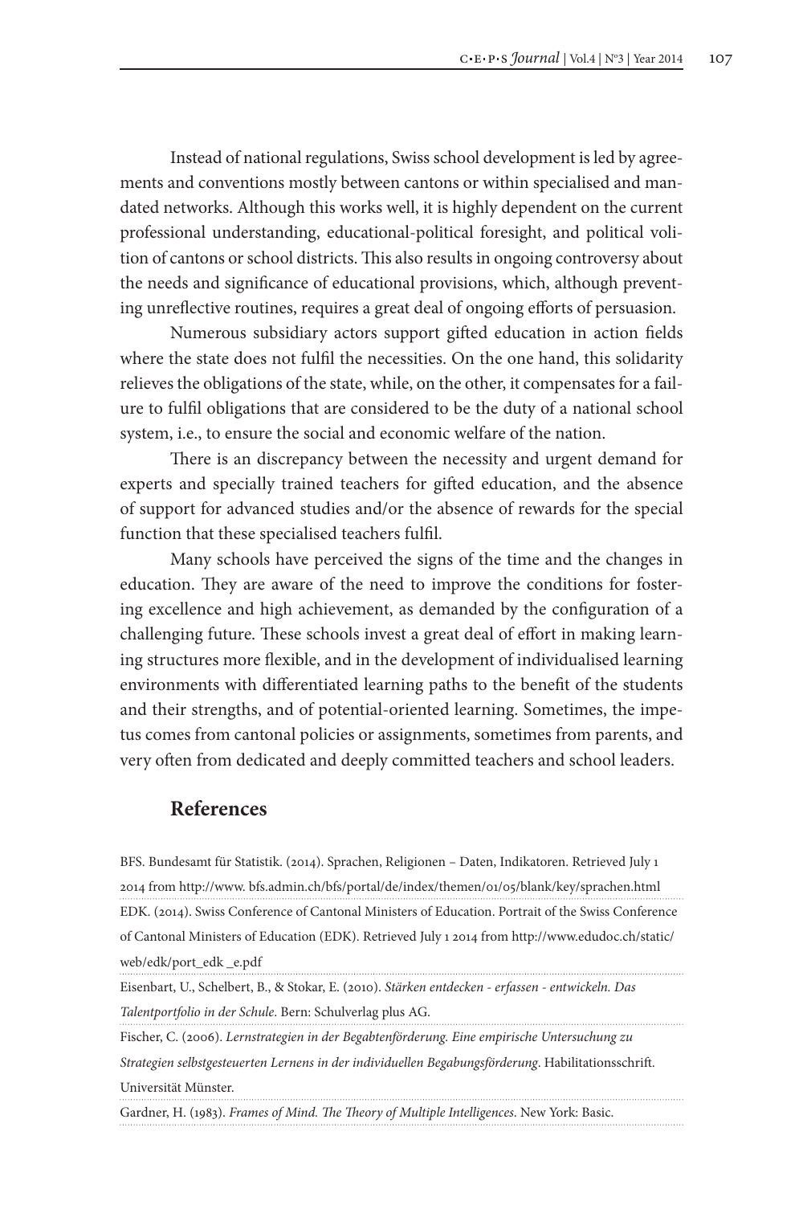Instead of national regulations, Swiss school development is led by agreements and conventions mostly between cantons or within specialised and mandated networks. Although this works well, it is highly dependent on the current professional understanding, educational-political foresight, and political volition of cantons or school districts. This also results in ongoing controversy about the needs and significance of educational provisions, which, although preventing unreflective routines, requires a great deal of ongoing efforts of persuasion.

Numerous subsidiary actors support gifted education in action fields where the state does not fulfil the necessities. On the one hand, this solidarity relieves the obligations of the state, while, on the other, it compensates for a failure to fulfil obligations that are considered to be the duty of a national school system, i.e., to ensure the social and economic welfare of the nation.

There is an discrepancy between the necessity and urgent demand for experts and specially trained teachers for gifted education, and the absence of support for advanced studies and/or the absence of rewards for the special function that these specialised teachers fulfil.

Many schools have perceived the signs of the time and the changes in education. They are aware of the need to improve the conditions for fostering excellence and high achievement, as demanded by the configuration of a challenging future. These schools invest a great deal of effort in making learning structures more flexible, and in the development of individualised learning environments with differentiated learning paths to the benefit of the students and their strengths, and of potential-oriented learning. Sometimes, the impetus comes from cantonal policies or assignments, sometimes from parents, and very often from dedicated and deeply committed teachers and school leaders.

## References

BFS. Bundesamt für Statistik. (2014). Sprachen, Religionen – Daten, Indikatoren. Retrieved July 1 2014 from http://www. bfs.admin.ch/bfs/portal/de/index/themen/01/05/blank/key/sprachen.html

EDK. (2014). Swiss Conference of Cantonal Ministers of Education. Portrait of the Swiss Conference of Cantonal Ministers of Education (EDK). Retrieved July 1 2014 from http://www.edudoc.ch/static/web/edk/port_edk _e.pdf

Eisenbart, U., Schelbert, B., & Stokar, E. (2010). *Stärken entdecken - erfassen - entwickeln. Das Talentportfolio in der Schule*. Bern: Schulverlag plus AG.

Fischer, C. (2006). *Lernstrategien in der Begabtenförderung. Eine empirische Untersuchung zu Strategien selbstgesteuerten Lernens in der individuellen Begabungsförderung*. Habilitationsschrift. Universität Münster.

Gardner, H. (1983). *Frames of Mind. The Theory of Multiple Intelligences*. New York: Basic.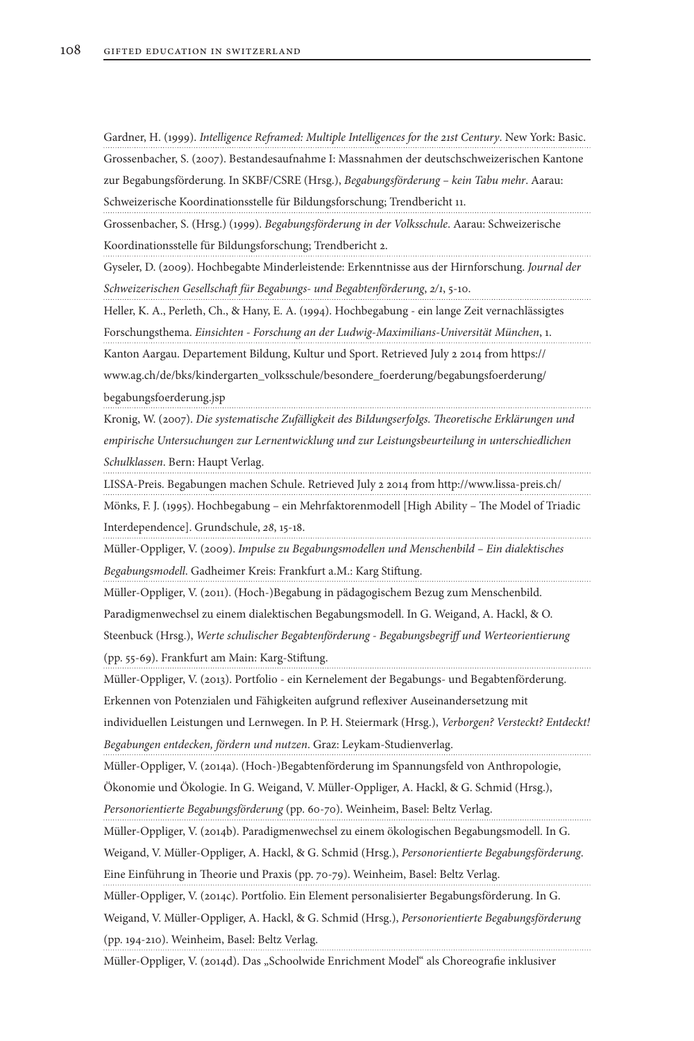Gardner, H. (1999). *Intelligence Reframed: Multiple Intelligences for the 21st Century*. New York: Basic.

Grossenbacher, S. (2007). Bestandesaufnahme I: Massnahmen der deutschschweizerischen Kantone zur Begabungsförderung. In SKBF/CSRE (Hrsg.), *Begabungsförderung – kein Tabu mehr*. Aarau: Schweizerische Koordinationsstelle für Bildungsforschung; Trendbericht 11.

Grossenbacher, S. (Hrsg.) (1999). *Begabungsförderung in der Volksschule*. Aarau: Schweizerische Koordinationsstelle für Bildungsforschung; Trendbericht 2.

Gyseler, D. (2009). Hochbegabte Minderleistende: Erkenntnisse aus der Hirnforschung. *Journal der Schweizerischen Gesellschaft für Begabungs- und Begabtenförderung*, *2/1*, 5-10.

Heller, K. A., Perleth, Ch., & Hany, E. A. (1994). Hochbegabung - ein lange Zeit vernachlässigtes Forschungsthema. *Einsichten - Forschung an der Ludwig-Maximilians-Universität München*, 1.

Kanton Aargau. Departement Bildung, Kultur und Sport. Retrieved July 2 2014 from https://www.ag.ch/de/bks/kindergarten_volksschule/besondere_foerderung/begabungsfoerderung/begabungsfoerderung.jsp

Kronig, W. (2007). *Die systematische Zufälligkeit des BiIdungserfoIgs. Theoretische Erklärungen und empirische Untersuchungen zur Lernentwicklung und zur Leistungsbeurteilung in unterschiedlichen Schulklassen*. Bern: Haupt Verlag.

LISSA-Preis. Begabungen machen Schule. Retrieved July 2 2014 from http://www.lissa-preis.ch/

Mönks, F. J. (1995). Hochbegabung – ein Mehrfaktorenmodell [High Ability – The Model of Triadic Interdependence]. Grundschule, *28*, 15-18.

Müller-Oppliger, V. (2009). *Impulse zu Begabungsmodellen und Menschenbild – Ein dialektisches Begabungsmodell*. Gadheimer Kreis: Frankfurt a.M.: Karg Stiftung.

Müller-Oppliger, V. (2011). (Hoch-)Begabung in pädagogischem Bezug zum Menschenbild. Paradigmenwechsel zu einem dialektischen Begabungsmodell. In G. Weigand, A. Hackl, & O. Steenbuck (Hrsg.), *Werte schulischer Begabtenförderung - Begabungsbegriff und Werteorientierung* (pp. 55-69). Frankfurt am Main: Karg-Stiftung.

Müller-Oppliger, V. (2013). Portfolio - ein Kernelement der Begabungs- und Begabtenförderung. Erkennen von Potenzialen und Fähigkeiten aufgrund reflexiver Auseinandersetzung mit individuellen Leistungen und Lernwegen. In P. H. Steiermark (Hrsg.), *Verborgen? Versteckt? Entdeckt! Begabungen entdecken, fördern und nutzen*. Graz: Leykam-Studienverlag.

Müller-Oppliger, V. (2014a). (Hoch-)Begabtenförderung im Spannungsfeld von Anthropologie, Ökonomie und Ökologie. In G. Weigand, V. Müller-Oppliger, A. Hackl, & G. Schmid (Hrsg.), *Personorientierte Begabungsförderung* (pp. 60-70). Weinheim, Basel: Beltz Verlag.

Müller-Oppliger, V. (2014b). Paradigmenwechsel zu einem ökologischen Begabungsmodell. In G. Weigand, V. Müller-Oppliger, A. Hackl, & G. Schmid (Hrsg.), *Personorientierte Begabungsförderung*. Eine Einführung in Theorie und Praxis (pp. 70-79). Weinheim, Basel: Beltz Verlag.

Müller-Oppliger, V. (2014c). Portfolio. Ein Element personalisierter Begabungsförderung. In G. Weigand, V. Müller-Oppliger, A. Hackl, & G. Schmid (Hrsg.), *Personorientierte Begabungsförderung* (pp. 194-210). Weinheim, Basel: Beltz Verlag.

Müller-Oppliger, V. (2014d). Das „Schoolwide Enrichment Model" als Choreografie inklusiver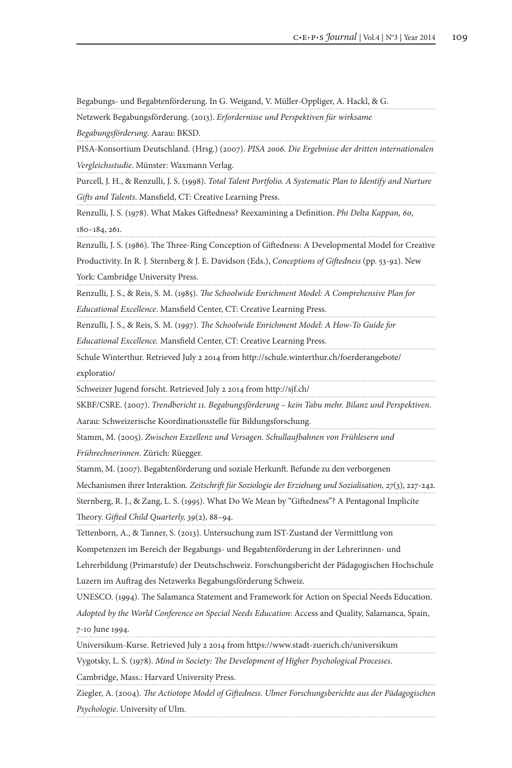Begabungs- und Begabtenförderung. In G. Weigand, V. Müller-Oppliger, A. Hackl, & G.

Netzwerk Begabungsförderung. (2013). *Erfordernisse und Perspektiven für wirksame Begabungsförderung*. Aarau: BKSD.

PISA-Konsortium Deutschland. (Hrsg.) (2007). *PISA 2006. Die Ergebnisse der dritten internationalen Vergleichsstudie*. Münster: Waxmann Verlag.

Purcell, J. H., & Renzulli, J. S. (1998). *Total Talent Portfolio. A Systematic Plan to Identify and Nurture Gifts and Talents*. Mansfield, CT: Creative Learning Press.

Renzulli, J. S. (1978). What Makes Giftedness? Reexamining a Definition. *Phi Delta Kappan, 60*, 180–184, 261.

Renzulli, J. S. (1986). The Three-Ring Conception of Giftedness: A Developmental Model for Creative Productivity. In R. J. Sternberg & J. E. Davidson (Eds.), *Conceptions of Giftedness* (pp. 53-92). New York: Cambridge University Press.

Renzulli, J. S., & Reis, S. M. (1985). *The Schoolwide Enrichment Model: A Comprehensive Plan for Educational Excellence*. Mansfield Center, CT: Creative Learning Press.

Renzulli, J. S., & Reis, S. M. (1997). *The Schoolwide Enrichment Model: A How-To Guide for Educational Excellence.* Mansfield Center, CT: Creative Learning Press.

Schule Winterthur. Retrieved July 2 2014 from http://schule.winterthur.ch/foerderangebote/exploratio/

Schweizer Jugend forscht. Retrieved July 2 2014 from http://sjf.ch/

SKBF/CSRE. (2007). *Trendbericht 11. Begabungsförderung – kein Tabu mehr. Bilanz und Perspektiven*. Aarau: Schweizerische Koordinationsstelle für Bildungsforschung.

Stamm, M. (2005). *Zwischen Exzellenz und Versagen. Schullaufbahnen von Frühlesern und Frührechnerinnen*. Zürich: Rüegger.

Stamm, M. (2007). Begabtenförderung und soziale Herkunft. Befunde zu den verborgenen Mechanismen ihrer Interaktion. *Zeitschrift für Soziologie der Erziehung und Sozialisation, 27*(3), 227-242.

Sternberg, R. J., & Zang, L. S. (1995). What Do We Mean by "Giftedness"? A Pentagonal Implicite Theory. *Gifted Child Quarterly, 39*(2), 88–94.

Tettenborn, A., & Tanner, S. (2013). Untersuchung zum IST-Zustand der Vermittlung von Kompetenzen im Bereich der Begabungs- und Begabtenförderung in der Lehrerinnen- und Lehrerbildung (Primarstufe) der Deutschschweiz. Forschungsbericht der Pädagogischen Hochschule Luzern im Auftrag des Netzwerks Begabungsförderung Schweiz.

UNESCO. (1994). The Salamanca Statement and Framework for Action on Special Needs Education. *Adopted by the World Conference on Special Needs Education*: Access and Quality, Salamanca, Spain, 7-10 June 1994.

Universikum-Kurse. Retrieved July 2 2014 from https://www.stadt-zuerich.ch/universikum

Vygotsky, L. S. (1978). *Mind in Society: The Development of Higher Psychological Processes.* Cambridge, Mass.: Harvard University Press.

Ziegler, A. (2004). *The Actiotope Model of Giftedness. Ulmer Forschungsberichte aus der Pädagogischen Psychologie*. University of Ulm.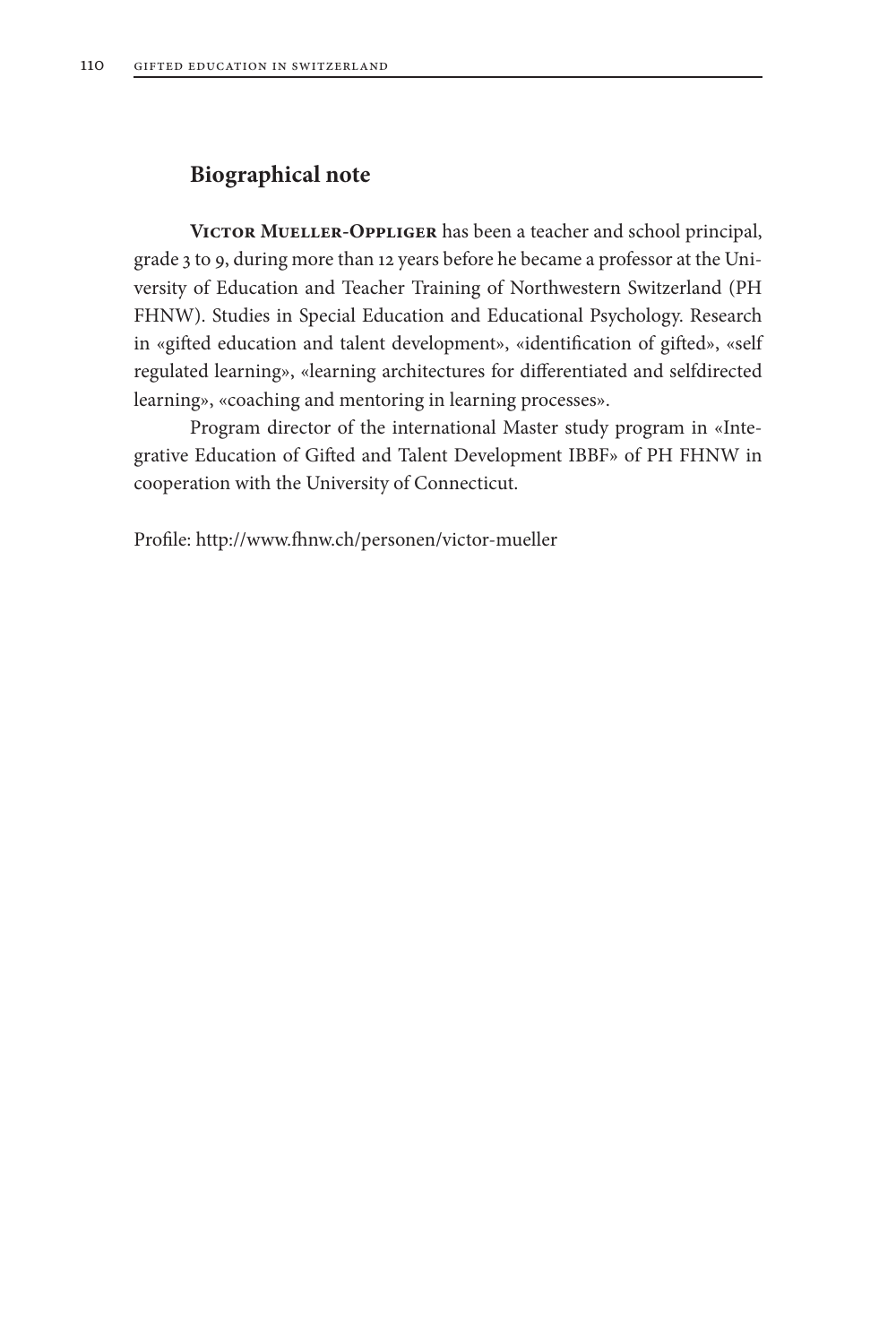## Biographical note

**Victor Mueller-Oppliger** has been a teacher and school principal, grade 3 to 9, during more than 12 years before he became a professor at the University of Education and Teacher Training of Northwestern Switzerland (PH FHNW). Studies in Special Education and Educational Psychology. Research in «gifted education and talent development», «identification of gifted», «self regulated learning», «learning architectures for differentiated and selfdirected learning», «coaching and mentoring in learning processes».

Program director of the international Master study program in «Integrative Education of Gifted and Talent Development IBBF» of PH FHNW in cooperation with the University of Connecticut.

Profile: http://www.fhnw.ch/personen/victor-mueller